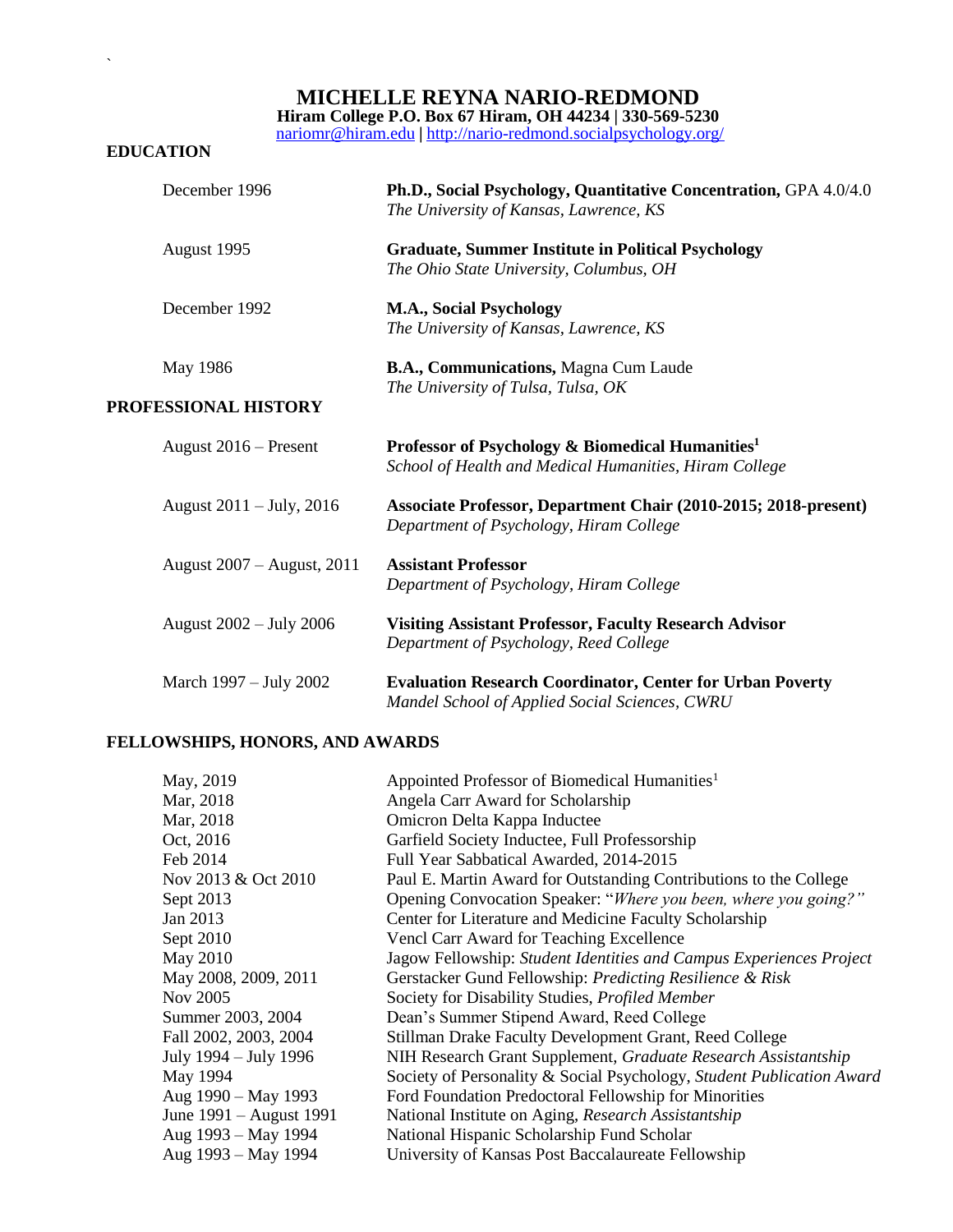# MICHELLE REYNA NARIO-REDMOND

**Hiram College P.O. Box 67 Hiram, OH 44234 | 330-569-5230**

nariomr@hiram.edu | http://nario-redmond.socialpsychology.org/

## EDUCATION

| | |
|---|---|
| December 1996 | **Ph.D., Social Psychology, Quantitative Concentration,** GPA 4.0/4.0<br>*The University of Kansas, Lawrence, KS* |
| August 1995 | **Graduate, Summer Institute in Political Psychology**<br>*The Ohio State University, Columbus, OH* |
| December 1992 | **M.A., Social Psychology**<br>*The University of Kansas, Lawrence, KS* |
| May 1986 | **B.A., Communications,** Magna Cum Laude<br>*The University of Tulsa, Tulsa, OK* |

## PROFESSIONAL HISTORY

| | |
|---|---|
| August 2016 – Present | **Professor of Psychology & Biomedical Humanities[1]**<br>*School of Health and Medical Humanities, Hiram College* |
| August 2011 – July, 2016 | **Associate Professor, Department Chair (2010-2015; 2018-present)**<br>*Department of Psychology, Hiram College* |
| August 2007 – August, 2011 | **Assistant Professor**<br>*Department of Psychology, Hiram College* |
| August 2002 – July 2006 | **Visiting Assistant Professor, Faculty Research Advisor**<br>*Department of Psychology, Reed College* |
| March 1997 – July 2002 | **Evaluation Research Coordinator, Center for Urban Poverty**<br>*Mandel School of Applied Social Sciences, CWRU* |

## FELLOWSHIPS, HONORS, AND AWARDS

| | |
|---|---|
| May, 2019 | Appointed Professor of Biomedical Humanities[1] |
| Mar, 2018 | Angela Carr Award for Scholarship |
| Mar, 2018 | Omicron Delta Kappa Inductee |
| Oct, 2016 | Garfield Society Inductee, Full Professorship |
| Feb 2014 | Full Year Sabbatical Awarded, 2014-2015 |
| Nov 2013 & Oct 2010 | Paul E. Martin Award for Outstanding Contributions to the College |
| Sept 2013 | Opening Convocation Speaker: "*Where you been, where you going?"* |
| Jan 2013 | Center for Literature and Medicine Faculty Scholarship |
| Sept 2010 | Vencl Carr Award for Teaching Excellence |
| May 2010 | Jagow Fellowship: *Student Identities and Campus Experiences Project* |
| May 2008, 2009, 2011 | Gerstacker Gund Fellowship: *Predicting Resilience & Risk* |
| Nov 2005 | Society for Disability Studies, *Profiled Member* |
| Summer 2003, 2004 | Dean's Summer Stipend Award, Reed College |
| Fall 2002, 2003, 2004 | Stillman Drake Faculty Development Grant, Reed College |
| July 1994 – July 1996 | NIH Research Grant Supplement, *Graduate Research Assistantship* |
| May 1994 | Society of Personality & Social Psychology, *Student Publication Award* |
| Aug 1990 – May 1993 | Ford Foundation Predoctoral Fellowship for Minorities |
| June 1991 – August 1991 | National Institute on Aging, *Research Assistantship* |
| Aug 1993 – May 1994 | National Hispanic Scholarship Fund Scholar |
| Aug 1993 – May 1994 | University of Kansas Post Baccalaureate Fellowship |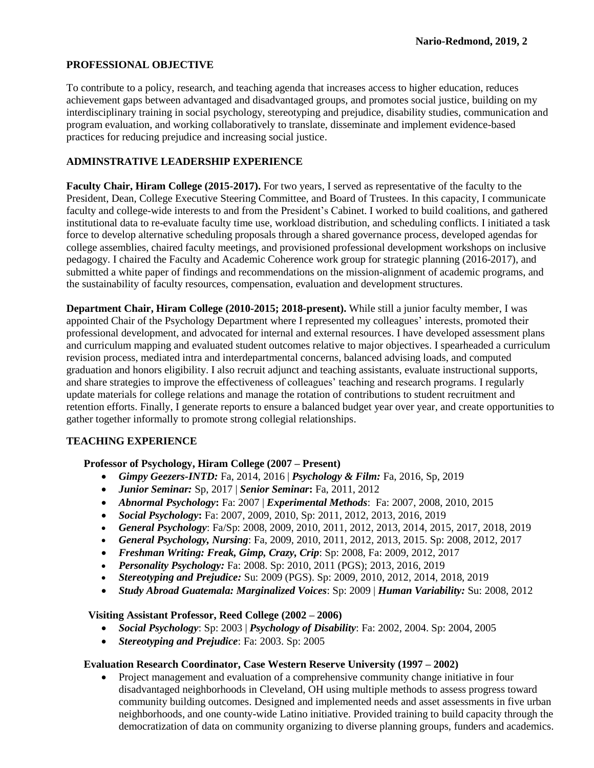## PROFESSIONAL OBJECTIVE

To contribute to a policy, research, and teaching agenda that increases access to higher education, reduces achievement gaps between advantaged and disadvantaged groups, and promotes social justice, building on my interdisciplinary training in social psychology, stereotyping and prejudice, disability studies, communication and program evaluation, and working collaboratively to translate, disseminate and implement evidence-based practices for reducing prejudice and increasing social justice.

## ADMINSTRATIVE LEADERSHIP EXPERIENCE

**Faculty Chair, Hiram College (2015-2017).** For two years, I served as representative of the faculty to the President, Dean, College Executive Steering Committee, and Board of Trustees. In this capacity, I communicate faculty and college-wide interests to and from the President's Cabinet. I worked to build coalitions, and gathered institutional data to re-evaluate faculty time use, workload distribution, and scheduling conflicts. I initiated a task force to develop alternative scheduling proposals through a shared governance process, developed agendas for college assemblies, chaired faculty meetings, and provisioned professional development workshops on inclusive pedagogy. I chaired the Faculty and Academic Coherence work group for strategic planning (2016-2017), and submitted a white paper of findings and recommendations on the mission-alignment of academic programs, and the sustainability of faculty resources, compensation, evaluation and development structures.

**Department Chair, Hiram College (2010-2015; 2018-present).** While still a junior faculty member, I was appointed Chair of the Psychology Department where I represented my colleagues' interests, promoted their professional development, and advocated for internal and external resources. I have developed assessment plans and curriculum mapping and evaluated student outcomes relative to major objectives. I spearheaded a curriculum revision process, mediated intra and interdepartmental concerns, balanced advising loads, and computed graduation and honors eligibility. I also recruit adjunct and teaching assistants, evaluate instructional supports, and share strategies to improve the effectiveness of colleagues' teaching and research programs. I regularly update materials for college relations and manage the rotation of contributions to student recruitment and retention efforts. Finally, I generate reports to ensure a balanced budget year over year, and create opportunities to gather together informally to promote strong collegial relationships.

## TEACHING EXPERIENCE

**Professor of Psychology, Hiram College (2007 – Present)**

- ***Gimpy Geezers-INTD:*** Fa, 2014, 2016 | ***Psychology & Film:*** Fa, 2016, Sp, 2019
- ***Junior Seminar:*** Sp, 2017 | ***Senior Seminar*:** Fa, 2011, 2012
- ***Abnormal Psychology*:** Fa: 2007 | ***Experimental Methods***: Fa: 2007, 2008, 2010, 2015
- ***Social Psychology*:** Fa: 2007, 2009, 2010, Sp: 2011, 2012, 2013, 2016, 2019
- ***General Psychology***: Fa/Sp: 2008, 2009, 2010, 2011, 2012, 2013, 2014, 2015, 2017, 2018, 2019
- ***General Psychology, Nursing***: Fa, 2009, 2010, 2011, 2012, 2013, 2015. Sp: 2008, 2012, 2017
- ***Freshman Writing: Freak, Gimp, Crazy, Crip***: Sp: 2008, Fa: 2009, 2012, 2017
- ***Personality Psychology:*** Fa: 2008. Sp: 2010, 2011 (PGS); 2013, 2016, 2019
- ***Stereotyping and Prejudice:*** Su: 2009 (PGS). Sp: 2009, 2010, 2012, 2014, 2018, 2019
- ***Study Abroad Guatemala: Marginalized Voices***: Sp: 2009 | ***Human Variability:*** Su: 2008, 2012

**Visiting Assistant Professor, Reed College (2002 – 2006)**

- ***Social Psychology***: Sp: 2003 | ***Psychology of Disability***: Fa: 2002, 2004. Sp: 2004, 2005
- ***Stereotyping and Prejudice***: Fa: 2003. Sp: 2005

**Evaluation Research Coordinator, Case Western Reserve University (1997 – 2002)**

- Project management and evaluation of a comprehensive community change initiative in four disadvantaged neighborhoods in Cleveland, OH using multiple methods to assess progress toward community building outcomes. Designed and implemented needs and asset assessments in five urban neighborhoods, and one county-wide Latino initiative. Provided training to build capacity through the democratization of data on community organizing to diverse planning groups, funders and academics.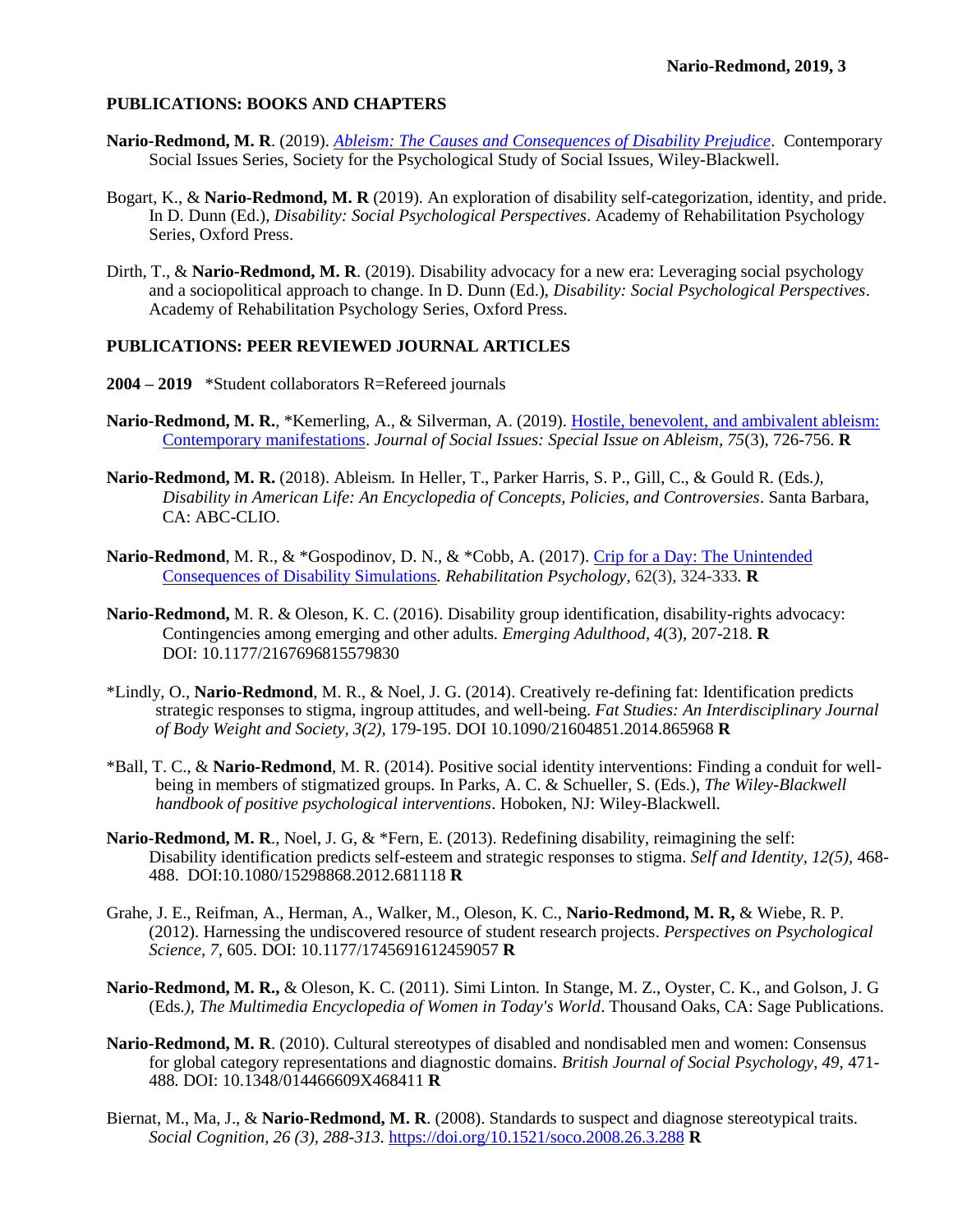## PUBLICATIONS: BOOKS AND CHAPTERS

**Nario-Redmond, M. R**. (2019). *Ableism: The Causes and Consequences of Disability Prejudice*. Contemporary Social Issues Series, Society for the Psychological Study of Social Issues, Wiley-Blackwell.

Bogart, K., & **Nario-Redmond, M. R** (2019). An exploration of disability self-categorization, identity, and pride. In D. Dunn (Ed.), *Disability: Social Psychological Perspectives*. Academy of Rehabilitation Psychology Series, Oxford Press.

Dirth, T., & **Nario-Redmond, M. R**. (2019). Disability advocacy for a new era: Leveraging social psychology and a sociopolitical approach to change. In D. Dunn (Ed.), *Disability: Social Psychological Perspectives*. Academy of Rehabilitation Psychology Series, Oxford Press.

## PUBLICATIONS: PEER REVIEWED JOURNAL ARTICLES

**2004 – 2019** *Student collaborators R=Refereed journals

**Nario-Redmond, M. R.**, *Kemerling, A., & Silverman, A. (2019). Hostile, benevolent, and ambivalent ableism: Contemporary manifestations. *Journal of Social Issues: Special Issue on Ableism*, *75*(3), 726-756. **R**

**Nario-Redmond, M. R.** (2018). Ableism. In Heller, T., Parker Harris, S. P., Gill, C., & Gould R. (Eds*.)*, *Disability in American Life: An Encyclopedia of Concepts, Policies, and Controversies*. Santa Barbara, CA: ABC-CLIO.

**Nario-Redmond**, M. R., & *Gospodinov, D. N., & *Cobb, A. (2017). Crip for a Day: The Unintended Consequences of Disability Simulations*. Rehabilitation Psychology*, 62(3), 324-333*.* **R**

**Nario-Redmond,** M. R. & Oleson, K. C. (2016). Disability group identification, disability-rights advocacy: Contingencies among emerging and other adults*. Emerging Adulthood*, *4*(3), 207-218. **R** DOI: 10.1177/2167696815579830

*Lindly, O., **Nario-Redmond**, M. R., & Noel, J. G. (2014). Creatively re-defining fat: Identification predicts strategic responses to stigma, ingroup attitudes, and well-being. *Fat Studies: An Interdisciplinary Journal of Body Weight and Society, 3(2),* 179-195. DOI 10.1090/21604851.2014.865968 **R**

*Ball, T. C., & **Nario-Redmond**, M. R. (2014). Positive social identity interventions: Finding a conduit for well-being in members of stigmatized groups. In Parks, A. C. & Schueller, S. (Eds.), *The Wiley-Blackwell handbook of positive psychological interventions*. Hoboken, NJ: Wiley-Blackwell.

**Nario-Redmond, M. R**., Noel, J. G, & *Fern, E. (2013). Redefining disability, reimagining the self: Disability identification predicts self-esteem and strategic responses to stigma. *Self and Identity, 12(5),* 468-488. DOI:10.1080/15298868.2012.681118 **R**

Grahe, J. E., Reifman, A., Herman, A., Walker, M., Oleson, K. C., **Nario-Redmond, M. R,** & Wiebe, R. P. (2012). Harnessing the undiscovered resource of student research projects. *Perspectives on Psychological Science, 7,* 605. DOI: 10.1177/1745691612459057 **R**

**Nario-Redmond, M. R.,** & Oleson, K. C. (2011). Simi Linton*.* In Stange, M. Z., Oyster, C. K., and Golson, J. G (Eds*.), The Multimedia Encyclopedia of Women in Today's World*. Thousand Oaks, CA: Sage Publications.

**Nario-Redmond, M. R**. (2010). Cultural stereotypes of disabled and nondisabled men and women: Consensus for global category representations and diagnostic domains. *British Journal of Social Psychology, 49,* 471-488*.* DOI: 10.1348/014466609X468411 **R**

Biernat, M., Ma, J., & **Nario-Redmond, M. R**. (2008). Standards to suspect and diagnose stereotypical traits. *Social Cognition, 26 (3), 288-313.* https://doi.org/10.1521/soco.2008.26.3.288 **R**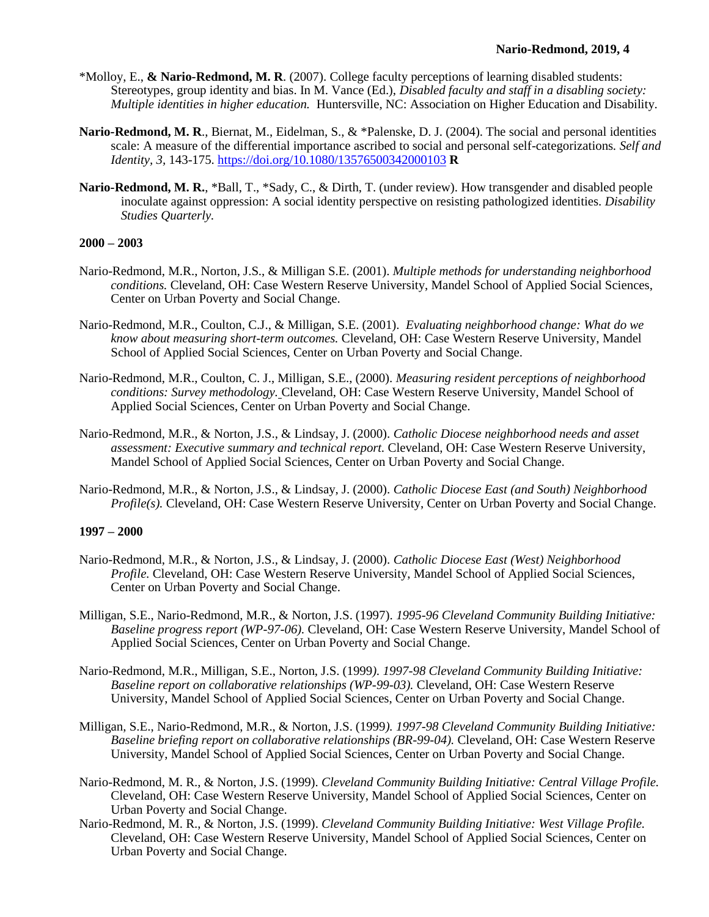*Molloy, E., **& Nario-Redmond, M. R**. (2007). College faculty perceptions of learning disabled students: Stereotypes, group identity and bias. In M. Vance (Ed.), *Disabled faculty and staff in a disabling society: Multiple identities in higher education.* Huntersville, NC: Association on Higher Education and Disability.

**Nario-Redmond, M. R**., Biernat, M., Eidelman, S., & *Palenske, D. J. (2004). The social and personal identities scale: A measure of the differential importance ascribed to social and personal self-categorizations. *Self and Identity, 3,* 143-175. https://doi.org/10.1080/13576500342000103 **R**

**Nario-Redmond, M. R.**, *Ball, T., *Sady, C., & Dirth, T. (under review). How transgender and disabled people inoculate against oppression: A social identity perspective on resisting pathologized identities. *Disability Studies Quarterly.*

**2000 – 2003**

Nario-Redmond, M.R., Norton, J.S., & Milligan S.E. (2001). *Multiple methods for understanding neighborhood conditions.* Cleveland, OH: Case Western Reserve University, Mandel School of Applied Social Sciences, Center on Urban Poverty and Social Change.

Nario-Redmond, M.R., Coulton, C.J., & Milligan, S.E. (2001). *Evaluating neighborhood change: What do we know about measuring short-term outcomes.* Cleveland, OH: Case Western Reserve University, Mandel School of Applied Social Sciences, Center on Urban Poverty and Social Change.

Nario-Redmond, M.R., Coulton, C. J., Milligan, S.E., (2000). *Measuring resident perceptions of neighborhood conditions: Survey methodology.* Cleveland, OH: Case Western Reserve University, Mandel School of Applied Social Sciences, Center on Urban Poverty and Social Change.

Nario-Redmond, M.R., & Norton, J.S., & Lindsay, J. (2000). *Catholic Diocese neighborhood needs and asset assessment: Executive summary and technical report.* Cleveland, OH: Case Western Reserve University, Mandel School of Applied Social Sciences, Center on Urban Poverty and Social Change.

Nario-Redmond, M.R., & Norton, J.S., & Lindsay, J. (2000). *Catholic Diocese East (and South) Neighborhood Profile(s).* Cleveland, OH: Case Western Reserve University, Center on Urban Poverty and Social Change.

**1997 – 2000**

Nario-Redmond, M.R., & Norton, J.S., & Lindsay, J. (2000). *Catholic Diocese East (West) Neighborhood Profile.* Cleveland, OH: Case Western Reserve University, Mandel School of Applied Social Sciences, Center on Urban Poverty and Social Change.

Milligan, S.E., Nario-Redmond, M.R., & Norton, J.S. (1997). *1995-96 Cleveland Community Building Initiative: Baseline progress report (WP-97-06).* Cleveland, OH: Case Western Reserve University, Mandel School of Applied Social Sciences, Center on Urban Poverty and Social Change.

Nario-Redmond, M.R., Milligan, S.E., Norton, J.S. (1999*). 1997-98 Cleveland Community Building Initiative: Baseline report on collaborative relationships (WP-99-03).* Cleveland, OH: Case Western Reserve University, Mandel School of Applied Social Sciences, Center on Urban Poverty and Social Change.

Milligan, S.E., Nario-Redmond, M.R., & Norton, J.S. (1999*). 1997-98 Cleveland Community Building Initiative: Baseline briefing report on collaborative relationships (BR-99-04).* Cleveland, OH: Case Western Reserve University, Mandel School of Applied Social Sciences, Center on Urban Poverty and Social Change.

Nario-Redmond, M. R., & Norton, J.S. (1999). *Cleveland Community Building Initiative: Central Village Profile.* Cleveland, OH: Case Western Reserve University, Mandel School of Applied Social Sciences, Center on Urban Poverty and Social Change.

Nario-Redmond, M. R., & Norton, J.S. (1999). *Cleveland Community Building Initiative: West Village Profile.* Cleveland, OH: Case Western Reserve University, Mandel School of Applied Social Sciences, Center on Urban Poverty and Social Change.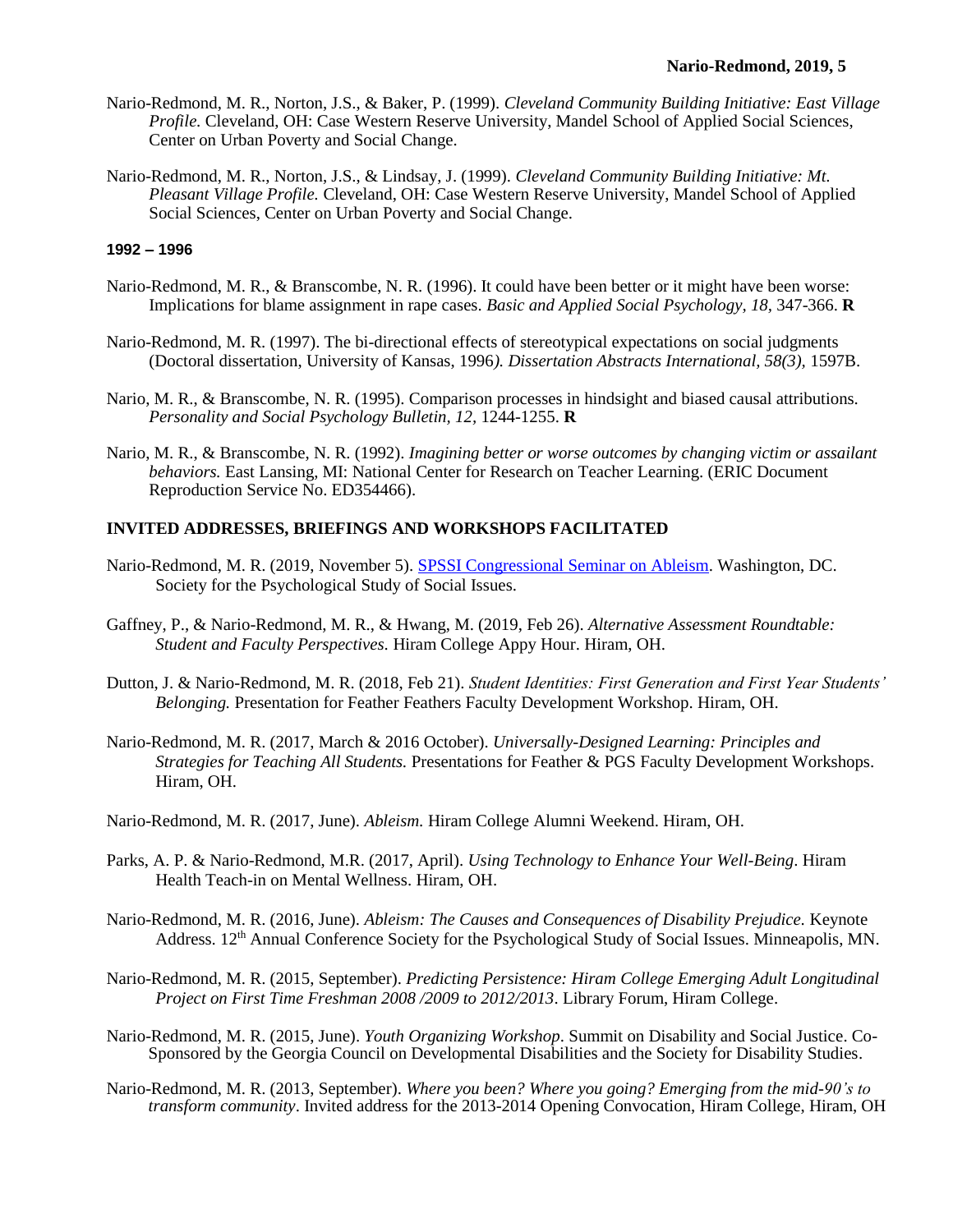Nario-Redmond, M. R., Norton, J.S., & Baker, P. (1999). *Cleveland Community Building Initiative: East Village Profile.* Cleveland, OH: Case Western Reserve University, Mandel School of Applied Social Sciences, Center on Urban Poverty and Social Change.

Nario-Redmond, M. R., Norton, J.S., & Lindsay, J. (1999). *Cleveland Community Building Initiative: Mt. Pleasant Village Profile.* Cleveland, OH: Case Western Reserve University, Mandel School of Applied Social Sciences, Center on Urban Poverty and Social Change.

**1992 – 1996**

Nario-Redmond, M. R., & Branscombe, N. R. (1996). It could have been better or it might have been worse: Implications for blame assignment in rape cases. *Basic and Applied Social Psychology, 18,* 347-366. **R**

Nario-Redmond, M. R. (1997). The bi-directional effects of stereotypical expectations on social judgments (Doctoral dissertation, University of Kansas, 1996*). Dissertation Abstracts International, 58(3),* 1597B.

Nario, M. R., & Branscombe, N. R. (1995). Comparison processes in hindsight and biased causal attributions. *Personality and Social Psychology Bulletin, 12,* 1244-1255. **R**

Nario, M. R., & Branscombe, N. R. (1992). *Imagining better or worse outcomes by changing victim or assailant behaviors.* East Lansing, MI: National Center for Research on Teacher Learning. (ERIC Document Reproduction Service No. ED354466).

## INVITED ADDRESSES, BRIEFINGS AND WORKSHOPS FACILITATED

Nario-Redmond, M. R. (2019, November 5). SPSSI Congressional Seminar on Ableism. Washington, DC. Society for the Psychological Study of Social Issues.

Gaffney, P., & Nario-Redmond, M. R., & Hwang, M. (2019, Feb 26). *Alternative Assessment Roundtable: Student and Faculty Perspectives.* Hiram College Appy Hour. Hiram, OH.

Dutton, J. & Nario-Redmond, M. R. (2018, Feb 21). *Student Identities: First Generation and First Year Students' Belonging.* Presentation for Feather Feathers Faculty Development Workshop. Hiram, OH.

Nario-Redmond, M. R. (2017, March & 2016 October). *Universally-Designed Learning: Principles and Strategies for Teaching All Students.* Presentations for Feather & PGS Faculty Development Workshops. Hiram, OH.

Nario-Redmond, M. R. (2017, June). *Ableism.* Hiram College Alumni Weekend. Hiram, OH.

Parks, A. P. & Nario-Redmond, M.R. (2017, April). *Using Technology to Enhance Your Well-Being*. Hiram Health Teach-in on Mental Wellness. Hiram, OH.

Nario-Redmond, M. R. (2016, June). *Ableism: The Causes and Consequences of Disability Prejudice.* Keynote Address. 12th Annual Conference Society for the Psychological Study of Social Issues. Minneapolis, MN.

Nario-Redmond, M. R. (2015, September). *Predicting Persistence: Hiram College Emerging Adult Longitudinal Project on First Time Freshman 2008 /2009 to 2012/2013*. Library Forum, Hiram College.

Nario-Redmond, M. R. (2015, June). *Youth Organizing Workshop*. Summit on Disability and Social Justice. Co-Sponsored by the Georgia Council on Developmental Disabilities and the Society for Disability Studies.

Nario-Redmond, M. R. (2013, September). *Where you been? Where you going? Emerging from the mid-90's to transform community*. Invited address for the 2013-2014 Opening Convocation, Hiram College, Hiram, OH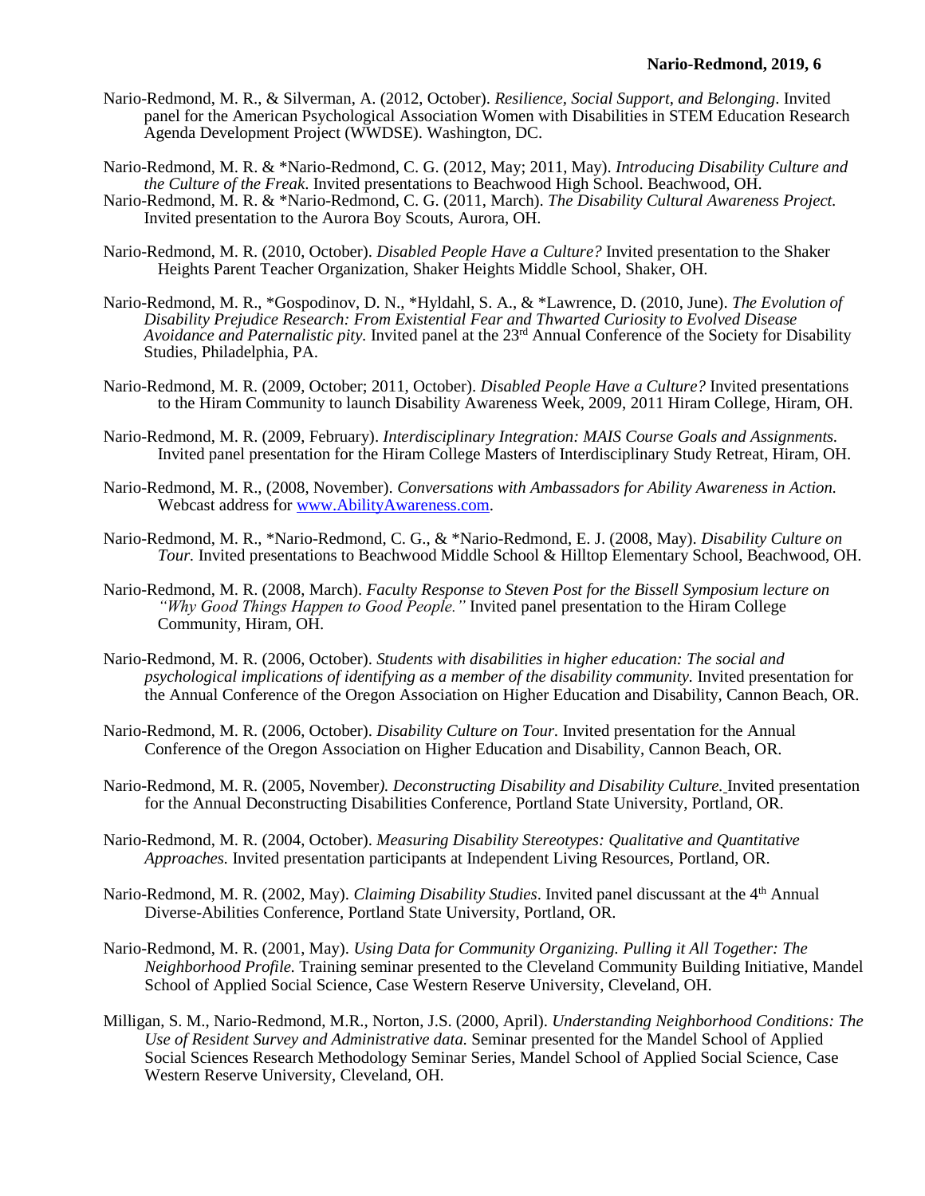Nario-Redmond, M. R., & Silverman, A. (2012, October). *Resilience, Social Support, and Belonging*. Invited panel for the American Psychological Association Women with Disabilities in STEM Education Research Agenda Development Project (WWDSE). Washington, DC.

Nario-Redmond, M. R. & *Nario-Redmond, C. G. (2012, May; 2011, May). *Introducing Disability Culture and the Culture of the Freak*. Invited presentations to Beachwood High School. Beachwood, OH.

Nario-Redmond, M. R. & *Nario-Redmond, C. G. (2011, March). *The Disability Cultural Awareness Project.* Invited presentation to the Aurora Boy Scouts, Aurora, OH.

Nario-Redmond, M. R. (2010, October). *Disabled People Have a Culture?* Invited presentation to the Shaker Heights Parent Teacher Organization, Shaker Heights Middle School, Shaker, OH.

Nario-Redmond, M. R., *Gospodinov, D. N., *Hyldahl, S. A., & *Lawrence, D. (2010, June). *The Evolution of Disability Prejudice Research: From Existential Fear and Thwarted Curiosity to Evolved Disease Avoidance and Paternalistic pity.* Invited panel at the 23rd Annual Conference of the Society for Disability Studies, Philadelphia, PA.

Nario-Redmond, M. R. (2009, October; 2011, October). *Disabled People Have a Culture?* Invited presentations to the Hiram Community to launch Disability Awareness Week, 2009, 2011 Hiram College, Hiram, OH.

Nario-Redmond, M. R. (2009, February). *Interdisciplinary Integration: MAIS Course Goals and Assignments.* Invited panel presentation for the Hiram College Masters of Interdisciplinary Study Retreat, Hiram, OH.

Nario-Redmond, M. R., (2008, November). *Conversations with Ambassadors for Ability Awareness in Action.* Webcast address for www.AbilityAwareness.com.

Nario-Redmond, M. R., *Nario-Redmond, C. G., & *Nario-Redmond, E. J. (2008, May). *Disability Culture on Tour.* Invited presentations to Beachwood Middle School & Hilltop Elementary School, Beachwood, OH.

Nario-Redmond, M. R. (2008, March). *Faculty Response to Steven Post for the Bissell Symposium lecture on "Why Good Things Happen to Good People."* Invited panel presentation to the Hiram College Community, Hiram, OH.

Nario-Redmond, M. R. (2006, October). *Students with disabilities in higher education: The social and psychological implications of identifying as a member of the disability community.* Invited presentation for the Annual Conference of the Oregon Association on Higher Education and Disability, Cannon Beach, OR.

Nario-Redmond, M. R. (2006, October). *Disability Culture on Tour.* Invited presentation for the Annual Conference of the Oregon Association on Higher Education and Disability, Cannon Beach, OR.

Nario-Redmond, M. R. (2005, November*). Deconstructing Disability and Disability Culture.* Invited presentation for the Annual Deconstructing Disabilities Conference, Portland State University, Portland, OR.

Nario-Redmond, M. R. (2004, October). *Measuring Disability Stereotypes: Qualitative and Quantitative Approaches.* Invited presentation participants at Independent Living Resources, Portland, OR.

Nario-Redmond, M. R. (2002, May). *Claiming Disability Studies*. Invited panel discussant at the 4th Annual Diverse-Abilities Conference, Portland State University, Portland, OR.

Nario-Redmond, M. R. (2001, May). *Using Data for Community Organizing. Pulling it All Together: The Neighborhood Profile.* Training seminar presented to the Cleveland Community Building Initiative, Mandel School of Applied Social Science, Case Western Reserve University, Cleveland, OH.

Milligan, S. M., Nario-Redmond, M.R., Norton, J.S. (2000, April). *Understanding Neighborhood Conditions: The Use of Resident Survey and Administrative data.* Seminar presented for the Mandel School of Applied Social Sciences Research Methodology Seminar Series, Mandel School of Applied Social Science, Case Western Reserve University, Cleveland, OH.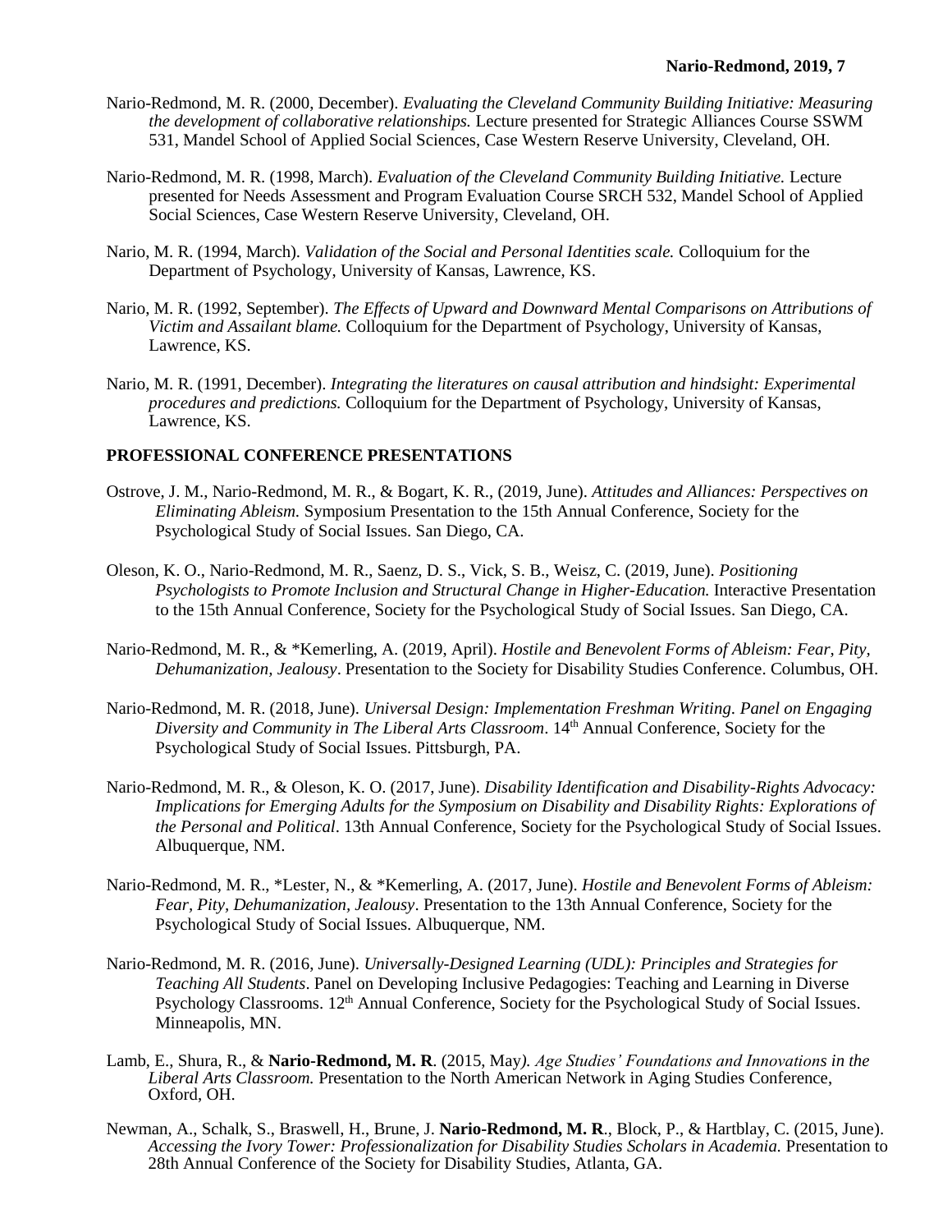Nario-Redmond, M. R. (2000, December). *Evaluating the Cleveland Community Building Initiative: Measuring the development of collaborative relationships.* Lecture presented for Strategic Alliances Course SSWM 531, Mandel School of Applied Social Sciences, Case Western Reserve University, Cleveland, OH.

Nario-Redmond, M. R. (1998, March). *Evaluation of the Cleveland Community Building Initiative.* Lecture presented for Needs Assessment and Program Evaluation Course SRCH 532, Mandel School of Applied Social Sciences, Case Western Reserve University, Cleveland, OH.

Nario, M. R. (1994, March). *Validation of the Social and Personal Identities scale.* Colloquium for the Department of Psychology, University of Kansas, Lawrence, KS.

Nario, M. R. (1992, September). *The Effects of Upward and Downward Mental Comparisons on Attributions of Victim and Assailant blame.* Colloquium for the Department of Psychology, University of Kansas, Lawrence, KS.

Nario, M. R. (1991, December). *Integrating the literatures on causal attribution and hindsight: Experimental procedures and predictions.* Colloquium for the Department of Psychology, University of Kansas, Lawrence, KS.

**PROFESSIONAL CONFERENCE PRESENTATIONS**

Ostrove, J. M., Nario-Redmond, M. R., & Bogart, K. R., (2019, June). *Attitudes and Alliances: Perspectives on Eliminating Ableism.* Symposium Presentation to the 15th Annual Conference, Society for the Psychological Study of Social Issues. San Diego, CA.

Oleson, K. O., Nario-Redmond, M. R., Saenz, D. S., Vick, S. B., Weisz, C. (2019, June). *Positioning Psychologists to Promote Inclusion and Structural Change in Higher-Education.* Interactive Presentation to the 15th Annual Conference, Society for the Psychological Study of Social Issues. San Diego, CA.

Nario-Redmond, M. R., & *Kemerling, A. (2019, April). *Hostile and Benevolent Forms of Ableism: Fear, Pity, Dehumanization, Jealousy*. Presentation to the Society for Disability Studies Conference. Columbus, OH.

Nario-Redmond, M. R. (2018, June). *Universal Design: Implementation Freshman Writing. Panel on Engaging Diversity and Community in The Liberal Arts Classroom*. 14th Annual Conference, Society for the Psychological Study of Social Issues. Pittsburgh, PA.

Nario-Redmond, M. R., & Oleson, K. O. (2017, June). *Disability Identification and Disability-Rights Advocacy: Implications for Emerging Adults for the Symposium on Disability and Disability Rights: Explorations of the Personal and Political*. 13th Annual Conference, Society for the Psychological Study of Social Issues. Albuquerque, NM.

Nario-Redmond, M. R., *Lester, N., & *Kemerling, A. (2017, June). *Hostile and Benevolent Forms of Ableism: Fear, Pity, Dehumanization, Jealousy*. Presentation to the 13th Annual Conference, Society for the Psychological Study of Social Issues. Albuquerque, NM.

Nario-Redmond, M. R. (2016, June). *Universally-Designed Learning (UDL): Principles and Strategies for Teaching All Students*. Panel on Developing Inclusive Pedagogies: Teaching and Learning in Diverse Psychology Classrooms. 12th Annual Conference, Society for the Psychological Study of Social Issues. Minneapolis, MN.

Lamb, E., Shura, R., & **Nario-Redmond, M. R**. (2015, May*). Age Studies' Foundations and Innovations in the Liberal Arts Classroom.* Presentation to the North American Network in Aging Studies Conference, Oxford, OH.

Newman, A., Schalk, S., Braswell, H., Brune, J. **Nario-Redmond, M. R**., Block, P., & Hartblay, C. (2015, June). *Accessing the Ivory Tower: Professionalization for Disability Studies Scholars in Academia.* Presentation to 28th Annual Conference of the Society for Disability Studies, Atlanta, GA.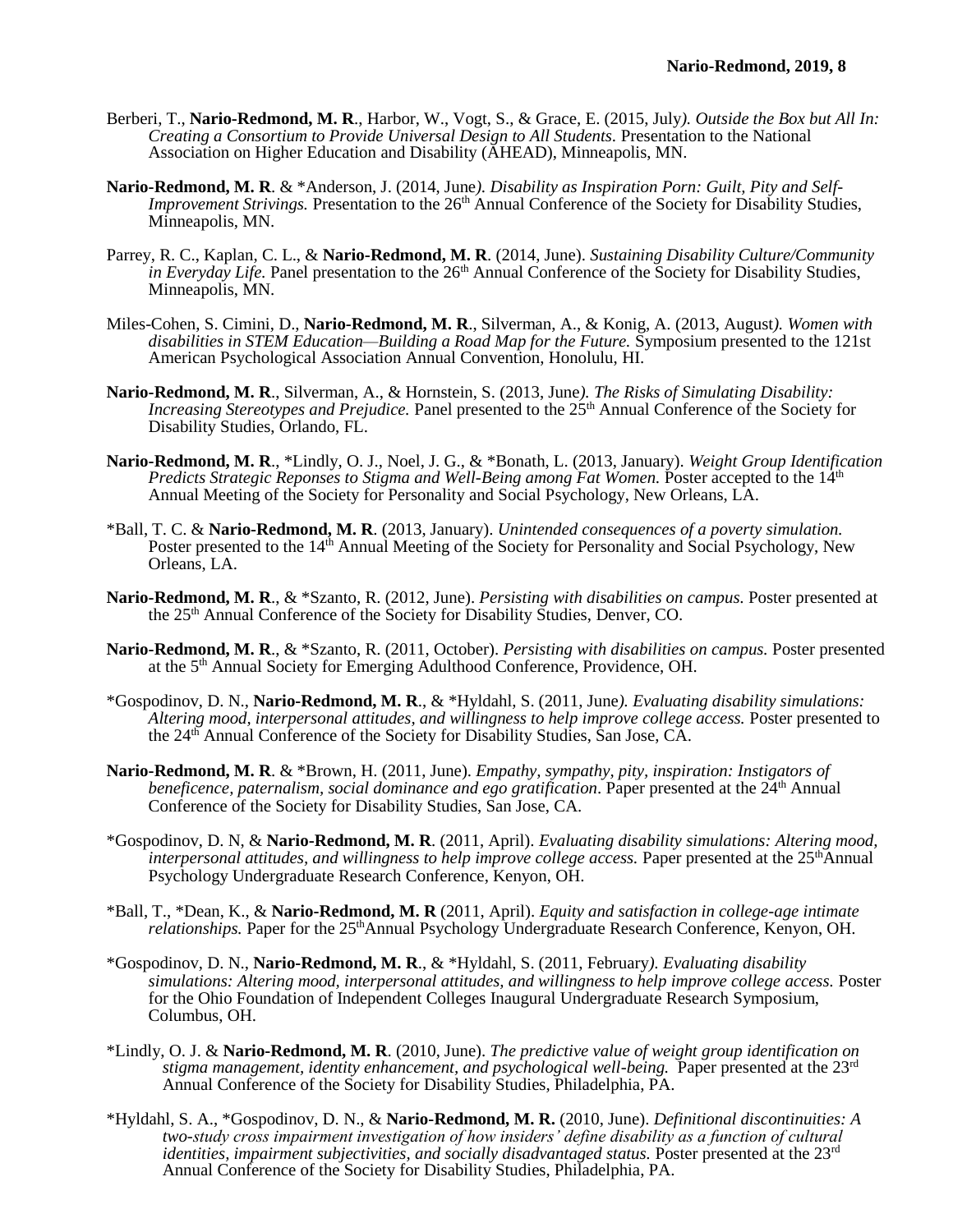Berberi, T., **Nario-Redmond, M. R**., Harbor, W., Vogt, S., & Grace, E. (2015, July*). Outside the Box but All In: Creating a Consortium to Provide Universal Design to All Students.* Presentation to the National Association on Higher Education and Disability (AHEAD), Minneapolis, MN.

**Nario-Redmond, M. R**. & *Anderson, J. (2014, June*). Disability as Inspiration Porn: Guilt, Pity and Self-Improvement Strivings.* Presentation to the 26th Annual Conference of the Society for Disability Studies, Minneapolis, MN.

Parrey, R. C., Kaplan, C. L., & **Nario-Redmond, M. R**. (2014, June). *Sustaining Disability Culture/Community in Everyday Life.* Panel presentation to the 26th Annual Conference of the Society for Disability Studies, Minneapolis, MN.

Miles-Cohen, S. Cimini, D., **Nario-Redmond, M. R**., Silverman, A., & Konig, A. (2013, August*). Women with disabilities in STEM Education—Building a Road Map for the Future.* Symposium presented to the 121st American Psychological Association Annual Convention, Honolulu, HI.

**Nario-Redmond, M. R**., Silverman, A., & Hornstein, S. (2013, June*). The Risks of Simulating Disability: Increasing Stereotypes and Prejudice.* Panel presented to the 25th Annual Conference of the Society for Disability Studies, Orlando, FL.

**Nario-Redmond, M. R**., *Lindly, O. J., Noel, J. G., & *Bonath, L. (2013, January). *Weight Group Identification Predicts Strategic Reponses to Stigma and Well-Being among Fat Women.* Poster accepted to the 14th Annual Meeting of the Society for Personality and Social Psychology, New Orleans, LA.

*Ball, T. C. & **Nario-Redmond, M. R**. (2013, January). *Unintended consequences of a poverty simulation.* Poster presented to the 14th Annual Meeting of the Society for Personality and Social Psychology, New Orleans, LA.

**Nario-Redmond, M. R**., & *Szanto, R. (2012, June). *Persisting with disabilities on campus.* Poster presented at the 25th Annual Conference of the Society for Disability Studies, Denver, CO.

**Nario-Redmond, M. R**., & *Szanto, R. (2011, October). *Persisting with disabilities on campus.* Poster presented at the 5th Annual Society for Emerging Adulthood Conference, Providence, OH.

*Gospodinov, D. N., **Nario-Redmond, M. R**., & *Hyldahl, S. (2011, June*). Evaluating disability simulations: Altering mood, interpersonal attitudes, and willingness to help improve college access.* Poster presented to the 24th Annual Conference of the Society for Disability Studies, San Jose, CA.

**Nario-Redmond, M. R**. & *Brown, H. (2011, June). *Empathy, sympathy, pity, inspiration: Instigators of beneficence, paternalism, social dominance and ego gratification*. Paper presented at the 24th Annual Conference of the Society for Disability Studies, San Jose, CA.

*Gospodinov, D. N, & **Nario-Redmond, M. R**. (2011, April). *Evaluating disability simulations: Altering mood, interpersonal attitudes, and willingness to help improve college access.* Paper presented at the 25thAnnual Psychology Undergraduate Research Conference, Kenyon, OH.

*Ball, T., *Dean, K., & **Nario-Redmond, M. R** (2011, April). *Equity and satisfaction in college-age intimate relationships.* Paper for the 25thAnnual Psychology Undergraduate Research Conference, Kenyon, OH.

*Gospodinov, D. N., **Nario-Redmond, M. R**., & *Hyldahl, S. (2011, February*). Evaluating disability simulations: Altering mood, interpersonal attitudes, and willingness to help improve college access.* Poster for the Ohio Foundation of Independent Colleges Inaugural Undergraduate Research Symposium, Columbus, OH.

*Lindly, O. J. & **Nario-Redmond, M. R**. (2010, June). *The predictive value of weight group identification on stigma management, identity enhancement, and psychological well-being.* Paper presented at the 23rd Annual Conference of the Society for Disability Studies, Philadelphia, PA.

*Hyldahl, S. A., *Gospodinov, D. N., & **Nario-Redmond, M. R.** (2010, June). *Definitional discontinuities: A two-study cross impairment investigation of how insiders' define disability as a function of cultural identities, impairment subjectivities, and socially disadvantaged status.* Poster presented at the 23rd Annual Conference of the Society for Disability Studies, Philadelphia, PA.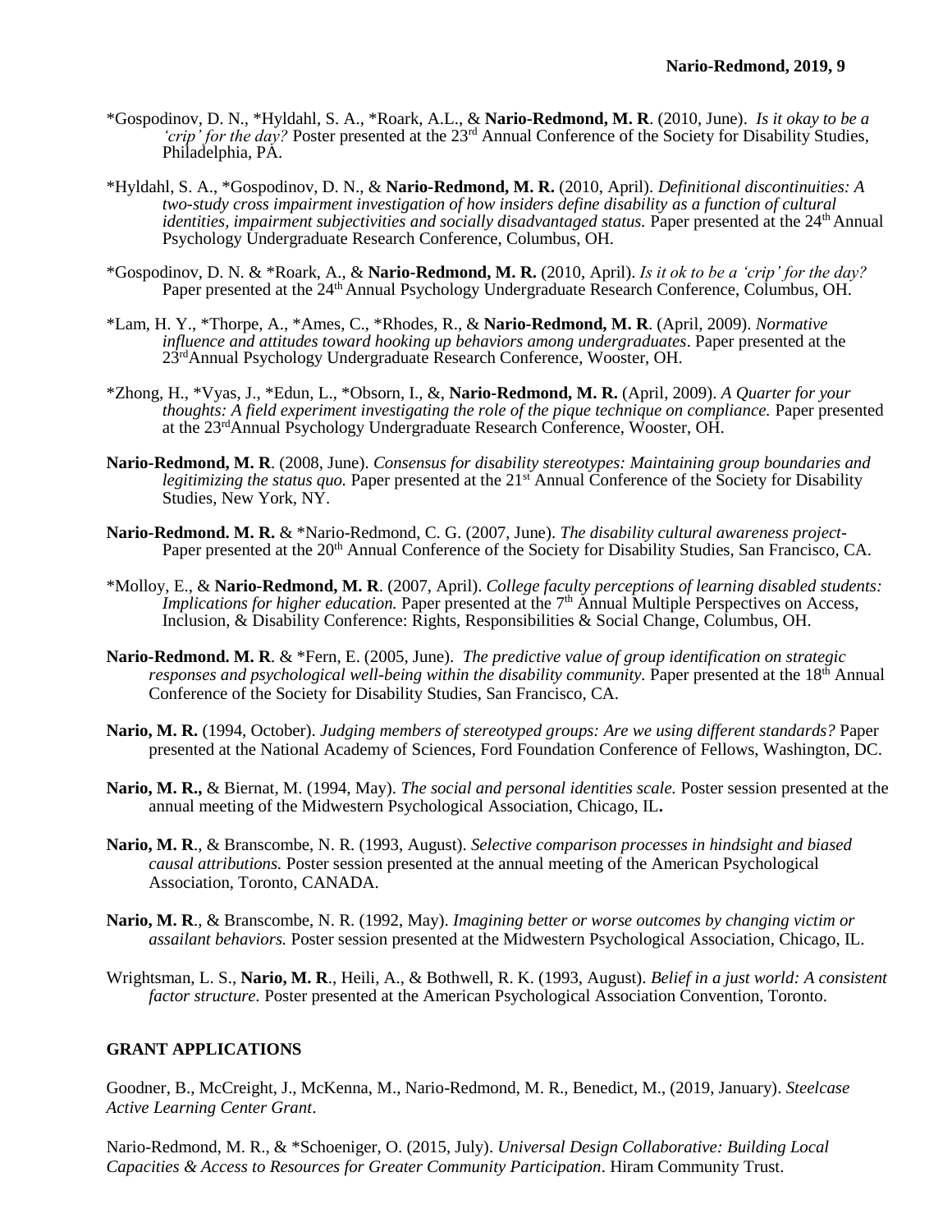*Gospodinov, D. N., *Hyldahl, S. A., *Roark, A.L., & **Nario-Redmond, M. R**. (2010, June). *Is it okay to be a 'crip' for the day?* Poster presented at the 23rd Annual Conference of the Society for Disability Studies, Philadelphia, PA.

*Hyldahl, S. A., *Gospodinov, D. N., & **Nario-Redmond, M. R.** (2010, April). *Definitional discontinuities: A two-study cross impairment investigation of how insiders define disability as a function of cultural identities, impairment subjectivities and socially disadvantaged status.* Paper presented at the 24th Annual Psychology Undergraduate Research Conference, Columbus, OH.

*Gospodinov, D. N. & *Roark, A., & **Nario-Redmond, M. R.** (2010, April). *Is it ok to be a 'crip' for the day?* Paper presented at the 24th Annual Psychology Undergraduate Research Conference, Columbus, OH.

*Lam, H. Y., *Thorpe, A., *Ames, C., *Rhodes, R., & **Nario-Redmond, M. R**. (April, 2009). *Normative influence and attitudes toward hooking up behaviors among undergraduates*. Paper presented at the 23rd Annual Psychology Undergraduate Research Conference, Wooster, OH.

*Zhong, H., *Vyas, J., *Edun, L., *Obsorn, I., &, **Nario-Redmond, M. R.** (April, 2009). *A Quarter for your thoughts: A field experiment investigating the role of the pique technique on compliance.* Paper presented at the 23rd Annual Psychology Undergraduate Research Conference, Wooster, OH.

**Nario-Redmond, M. R**. (2008, June). *Consensus for disability stereotypes: Maintaining group boundaries and legitimizing the status quo.* Paper presented at the 21st Annual Conference of the Society for Disability Studies, New York, NY.

**Nario-Redmond. M. R.** & *Nario-Redmond, C. G. (2007, June). *The disability cultural awareness project-* Paper presented at the 20th Annual Conference of the Society for Disability Studies, San Francisco, CA.

*Molloy, E., & **Nario-Redmond, M. R**. (2007, April). *College faculty perceptions of learning disabled students: Implications for higher education.* Paper presented at the 7th Annual Multiple Perspectives on Access, Inclusion, & Disability Conference: Rights, Responsibilities & Social Change, Columbus, OH.

**Nario-Redmond. M. R**. & *Fern, E. (2005, June). *The predictive value of group identification on strategic responses and psychological well-being within the disability community.* Paper presented at the 18th Annual Conference of the Society for Disability Studies, San Francisco, CA.

**Nario, M. R.** (1994, October). *Judging members of stereotyped groups: Are we using different standards?* Paper presented at the National Academy of Sciences, Ford Foundation Conference of Fellows, Washington, DC.

**Nario, M. R.,** & Biernat, M. (1994, May). *The social and personal identities scale.* Poster session presented at the annual meeting of the Midwestern Psychological Association, Chicago, IL**.**

**Nario, M. R**., & Branscombe, N. R. (1993, August). *Selective comparison processes in hindsight and biased causal attributions.* Poster session presented at the annual meeting of the American Psychological Association, Toronto, CANADA.

**Nario, M. R**., & Branscombe, N. R. (1992, May). *Imagining better or worse outcomes by changing victim or assailant behaviors.* Poster session presented at the Midwestern Psychological Association, Chicago, IL.

Wrightsman, L. S., **Nario, M. R**., Heili, A., & Bothwell, R. K. (1993, August). *Belief in a just world: A consistent factor structure.* Poster presented at the American Psychological Association Convention, Toronto.

## GRANT APPLICATIONS

Goodner, B., McCreight, J., McKenna, M., Nario-Redmond, M. R., Benedict, M., (2019, January). *Steelcase Active Learning Center Grant*.

Nario-Redmond, M. R., & *Schoeniger, O. (2015, July). *Universal Design Collaborative: Building Local Capacities & Access to Resources for Greater Community Participation*. Hiram Community Trust.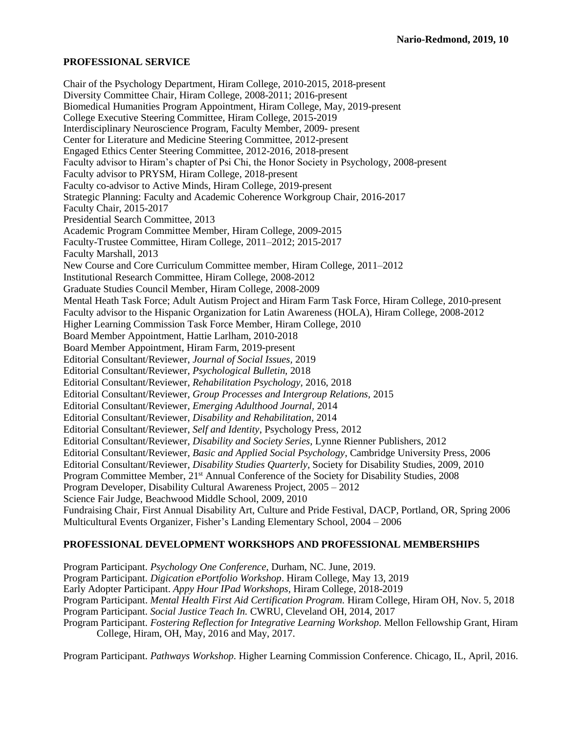## PROFESSIONAL SERVICE

Chair of the Psychology Department, Hiram College, 2010-2015, 2018-present
Diversity Committee Chair, Hiram College, 2008-2011; 2016-present
Biomedical Humanities Program Appointment, Hiram College, May, 2019-present
College Executive Steering Committee, Hiram College, 2015-2019
Interdisciplinary Neuroscience Program, Faculty Member, 2009- present
Center for Literature and Medicine Steering Committee, 2012-present
Engaged Ethics Center Steering Committee, 2012-2016, 2018-present
Faculty advisor to Hiram's chapter of Psi Chi, the Honor Society in Psychology, 2008-present
Faculty advisor to PRYSM, Hiram College, 2018-present
Faculty co-advisor to Active Minds, Hiram College, 2019-present
Strategic Planning: Faculty and Academic Coherence Workgroup Chair, 2016-2017
Faculty Chair, 2015-2017
Presidential Search Committee, 2013
Academic Program Committee Member, Hiram College, 2009-2015
Faculty-Trustee Committee, Hiram College, 2011–2012; 2015-2017
Faculty Marshall, 2013
New Course and Core Curriculum Committee member, Hiram College, 2011–2012
Institutional Research Committee, Hiram College, 2008-2012
Graduate Studies Council Member, Hiram College, 2008-2009
Mental Heath Task Force; Adult Autism Project and Hiram Farm Task Force, Hiram College, 2010-present
Faculty advisor to the Hispanic Organization for Latin Awareness (HOLA), Hiram College, 2008-2012
Higher Learning Commission Task Force Member, Hiram College, 2010
Board Member Appointment, Hattie Larlham, 2010-2018
Board Member Appointment, Hiram Farm, 2019-present
Editorial Consultant/Reviewer, *Journal of Social Issues,* 2019
Editorial Consultant/Reviewer, *Psychological Bulletin,* 2018
Editorial Consultant/Reviewer, *Rehabilitation Psychology*, 2016, 2018
Editorial Consultant/Reviewer, *Group Processes and Intergroup Relations*, 2015
Editorial Consultant/Reviewer, *Emerging Adulthood Journal,* 2014
Editorial Consultant/Reviewer, *Disability and Rehabilitation,* 2014
Editorial Consultant/Reviewer, *Self and Identity*, Psychology Press, 2012
Editorial Consultant/Reviewer, *Disability and Society Series*, Lynne Rienner Publishers, 2012
Editorial Consultant/Reviewer, *Basic and Applied Social Psychology*, Cambridge University Press, 2006
Editorial Consultant/Reviewer, *Disability Studies Quarterly,* Society for Disability Studies, 2009, 2010
Program Committee Member, 21st Annual Conference of the Society for Disability Studies, 2008
Program Developer, Disability Cultural Awareness Project, 2005 – 2012
Science Fair Judge, Beachwood Middle School, 2009, 2010
Fundraising Chair, First Annual Disability Art, Culture and Pride Festival, DACP, Portland, OR, Spring 2006
Multicultural Events Organizer, Fisher's Landing Elementary School, 2004 – 2006

## PROFESSIONAL DEVELOPMENT WORKSHOPS AND PROFESSIONAL MEMBERSHIPS

Program Participant. *Psychology One Conference*, Durham, NC. June, 2019.
Program Participant. *Digication ePortfolio Workshop*. Hiram College, May 13, 2019
Early Adopter Participant. *Appy Hour IPad Workshops,* Hiram College, 2018-2019
Program Participant. *Mental Health First Aid Certification Program.* Hiram College, Hiram OH, Nov. 5, 2018
Program Participant. *Social Justice Teach In.* CWRU, Cleveland OH, 2014, 2017
Program Participant. *Fostering Reflection for Integrative Learning Workshop.* Mellon Fellowship Grant, Hiram College, Hiram, OH, May, 2016 and May, 2017.

Program Participant. *Pathways Workshop.* Higher Learning Commission Conference. Chicago, IL, April, 2016.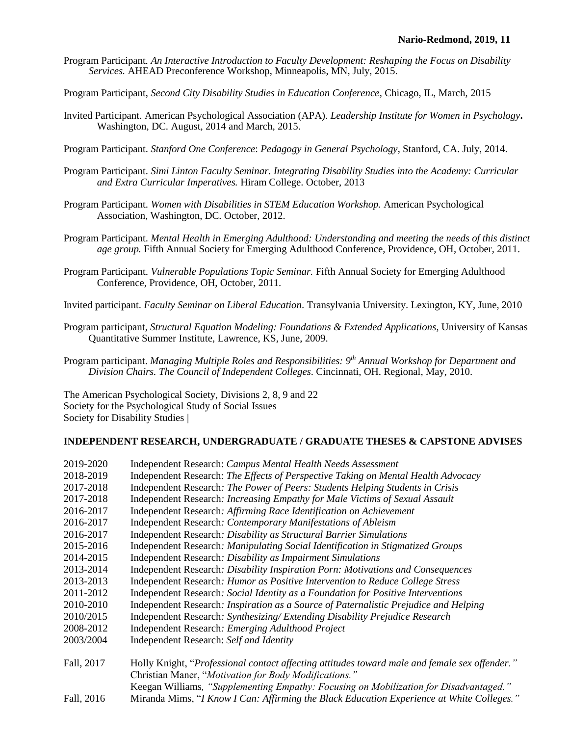Program Participant. *An Interactive Introduction to Faculty Development: Reshaping the Focus on Disability Services.* AHEAD Preconference Workshop, Minneapolis, MN, July, 2015.

Program Participant, *Second City Disability Studies in Education Conference*, Chicago, IL, March, 2015

Invited Participant. American Psychological Association (APA). *Leadership Institute for Women in Psychology***.** Washington, DC. August, 2014 and March, 2015.

Program Participant. *Stanford One Conference*: *Pedagogy in General Psychology*, Stanford, CA. July, 2014.

Program Participant. *Simi Linton Faculty Seminar. Integrating Disability Studies into the Academy: Curricular and Extra Curricular Imperatives.* Hiram College. October, 2013

Program Participant. *Women with Disabilities in STEM Education Workshop.* American Psychological Association, Washington, DC. October, 2012.

Program Participant. *Mental Health in Emerging Adulthood: Understanding and meeting the needs of this distinct age group.* Fifth Annual Society for Emerging Adulthood Conference, Providence, OH, October, 2011.

Program Participant. *Vulnerable Populations Topic Seminar.* Fifth Annual Society for Emerging Adulthood Conference, Providence, OH, October, 2011.

Invited participant. *Faculty Seminar on Liberal Education*. Transylvania University. Lexington, KY, June, 2010

Program participant, *Structural Equation Modeling: Foundations & Extended Applications*, University of Kansas Quantitative Summer Institute, Lawrence, KS, June, 2009.

Program participant. *Managing Multiple Roles and Responsibilities: 9th Annual Workshop for Department and Division Chairs. The Council of Independent Colleges.* Cincinnati, OH. Regional, May, 2010.

The American Psychological Society, Divisions 2, 8, 9 and 22
Society for the Psychological Study of Social Issues
Society for Disability Studies |

**INDEPENDENT RESEARCH, UNDERGRADUATE / GRADUATE THESES & CAPSTONE ADVISES**

2019-2020 Independent Research: *Campus Mental Health Needs Assessment*
2018-2019 Independent Research: *The Effects of Perspective Taking on Mental Health Advocacy*
2017-2018 Independent Research*: The Power of Peers: Students Helping Students in Crisis*
2017-2018 Independent Research*: Increasing Empathy for Male Victims of Sexual Assault*
2016-2017 Independent Research*: Affirming Race Identification on Achievement*
2016-2017 Independent Research*: Contemporary Manifestations of Ableism*
2016-2017 Independent Research*: Disability as Structural Barrier Simulations*
2015-2016 Independent Research*: Manipulating Social Identification in Stigmatized Groups*
2014-2015 Independent Research*: Disability as Impairment Simulations*
2013-2014 Independent Research*: Disability Inspiration Porn: Motivations and Consequences*
2013-2013 Independent Research*: Humor as Positive Intervention to Reduce College Stress*
2011-2012 Independent Research*: Social Identity as a Foundation for Positive Interventions*
2010-2010 Independent Research*: Inspiration as a Source of Paternalistic Prejudice and Helping*
2010/2015 Independent Research*: Synthesizing/ Extending Disability Prejudice Research*
2008-2012 Independent Research*: Emerging Adulthood Project*
2003/2004 Independent Research: *Self and Identity*

Fall, 2017 Holly Knight, "*Professional contact affecting attitudes toward male and female sex offender."*
Christian Maner, "*Motivation for Body Modifications."*
Keegan Williams*, "Supplementing Empathy: Focusing on Mobilization for Disadvantaged."*
Fall, 2016 Miranda Mims, "*I Know I Can: Affirming the Black Education Experience at White Colleges."*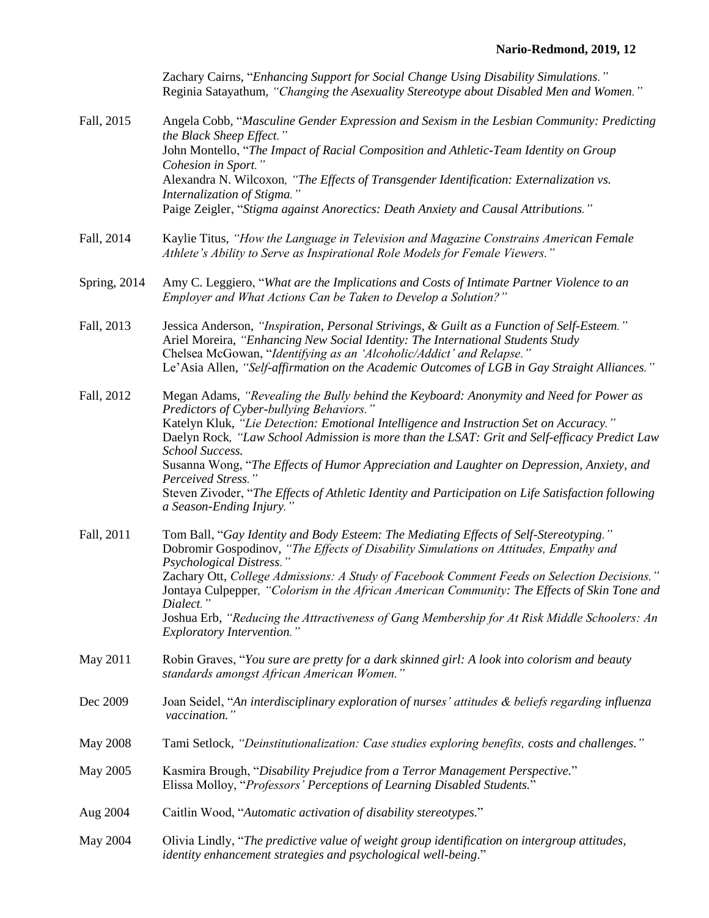Zachary Cairns, "*Enhancing Support for Social Change Using Disability Simulations.*"
Reginia Satayathum, *"Changing the Asexuality Stereotype about Disabled Men and Women."*

Fall, 2015 — Angela Cobb, "*Masculine Gender Expression and Sexism in the Lesbian Community: Predicting the Black Sheep Effect.*"
John Montello, "*The Impact of Racial Composition and Athletic-Team Identity on Group Cohesion in Sport.*"
Alexandra N. Wilcoxon*, "The Effects of Transgender Identification: Externalization vs. Internalization of Stigma."*
Paige Zeigler, "*Stigma against Anorectics: Death Anxiety and Causal Attributions.*"

Fall, 2014 — Kaylie Titus, *"How the Language in Television and Magazine Constrains American Female Athlete's Ability to Serve as Inspirational Role Models for Female Viewers."*

Spring, 2014 — Amy C. Leggiero, "*What are the Implications and Costs of Intimate Partner Violence to an Employer and What Actions Can be Taken to Develop a Solution?"*

Fall, 2013 — Jessica Anderson, *"Inspiration, Personal Strivings, & Guilt as a Function of Self-Esteem."*
Ariel Moreira, *"Enhancing New Social Identity: The International Students Study*
Chelsea McGowan, "*Identifying as an 'Alcoholic/Addict' and Relapse."*
Le'Asia Allen, *"Self-affirmation on the Academic Outcomes of LGB in Gay Straight Alliances."*

Fall, 2012 — Megan Adams, *"Revealing the Bully behind the Keyboard: Anonymity and Need for Power as Predictors of Cyber-bullying Behaviors."*
Katelyn Kluk, *"Lie Detection: Emotional Intelligence and Instruction Set on Accuracy."*
Daelyn Rock*, "Law School Admission is more than the LSAT: Grit and Self-efficacy Predict Law School Success.*
Susanna Wong, "*The Effects of Humor Appreciation and Laughter on Depression, Anxiety, and Perceived Stress."*
Steven Zivoder, "*The Effects of Athletic Identity and Participation on Life Satisfaction following a Season-Ending Injury."*

Fall, 2011 — Tom Ball, "*Gay Identity and Body Esteem: The Mediating Effects of Self-Stereotyping."*
Dobromir Gospodinov, *"The Effects of Disability Simulations on Attitudes, Empathy and Psychological Distress."*
Zachary Ott, *College Admissions: A Study of Facebook Comment Feeds on Selection Decisions."*
Jontaya Culpepper*, "Colorism in the African American Community: The Effects of Skin Tone and Dialect."*
Joshua Erb, *"Reducing the Attractiveness of Gang Membership for At Risk Middle Schoolers: An Exploratory Intervention."*

May 2011 — Robin Graves, "*You sure are pretty for a dark skinned girl: A look into colorism and beauty standards amongst African American Women."*

Dec 2009 — Joan Seidel, "*An interdisciplinary exploration of nurses' attitudes & beliefs regarding influenza vaccination."*

May 2008 — Tami Setlock, *"Deinstitutionalization: Case studies exploring benefits, costs and challenges."*

May 2005 — Kasmira Brough, "*Disability Prejudice from a Terror Management Perspective.*"
Elissa Molloy, "*Professors' Perceptions of Learning Disabled Students.*"

Aug 2004 — Caitlin Wood, "*Automatic activation of disability stereotypes.*"

May 2004 — Olivia Lindly, "*The predictive value of weight group identification on intergroup attitudes, identity enhancement strategies and psychological well-being*."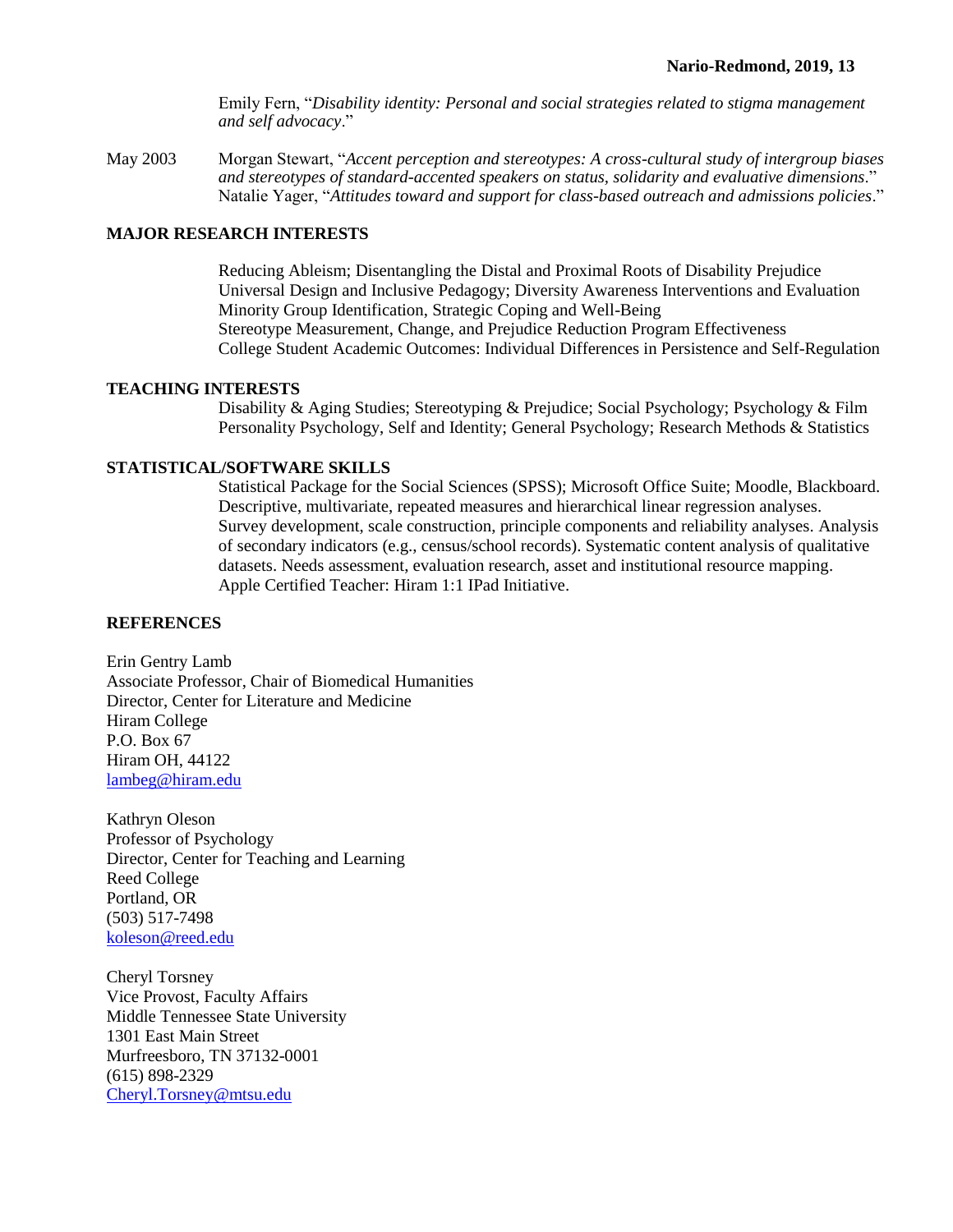Emily Fern, "*Disability identity: Personal and social strategies related to stigma management and self advocacy*."

May 2003 Morgan Stewart, "*Accent perception and stereotypes: A cross-cultural study of intergroup biases and stereotypes of standard-accented speakers on status, solidarity and evaluative dimensions*." Natalie Yager, "*Attitudes toward and support for class-based outreach and admissions policies*."

## MAJOR RESEARCH INTERESTS

Reducing Ableism; Disentangling the Distal and Proximal Roots of Disability Prejudice
Universal Design and Inclusive Pedagogy; Diversity Awareness Interventions and Evaluation
Minority Group Identification, Strategic Coping and Well-Being
Stereotype Measurement, Change, and Prejudice Reduction Program Effectiveness
College Student Academic Outcomes: Individual Differences in Persistence and Self-Regulation

## TEACHING INTERESTS

Disability & Aging Studies; Stereotyping & Prejudice; Social Psychology; Psychology & Film
Personality Psychology, Self and Identity; General Psychology; Research Methods & Statistics

## STATISTICAL/SOFTWARE SKILLS

Statistical Package for the Social Sciences (SPSS); Microsoft Office Suite; Moodle, Blackboard. Descriptive, multivariate, repeated measures and hierarchical linear regression analyses. Survey development, scale construction, principle components and reliability analyses. Analysis of secondary indicators (e.g., census/school records). Systematic content analysis of qualitative datasets. Needs assessment, evaluation research, asset and institutional resource mapping. Apple Certified Teacher: Hiram 1:1 IPad Initiative.

## REFERENCES

Erin Gentry Lamb
Associate Professor, Chair of Biomedical Humanities
Director, Center for Literature and Medicine
Hiram College
P.O. Box 67
Hiram OH, 44122
lambeg@hiram.edu

Kathryn Oleson
Professor of Psychology
Director, Center for Teaching and Learning
Reed College
Portland, OR
(503) 517-7498
koleson@reed.edu

Cheryl Torsney
Vice Provost, Faculty Affairs
Middle Tennessee State University
1301 East Main Street
Murfreesboro, TN 37132-0001
(615) 898-2329
Cheryl.Torsney@mtsu.edu